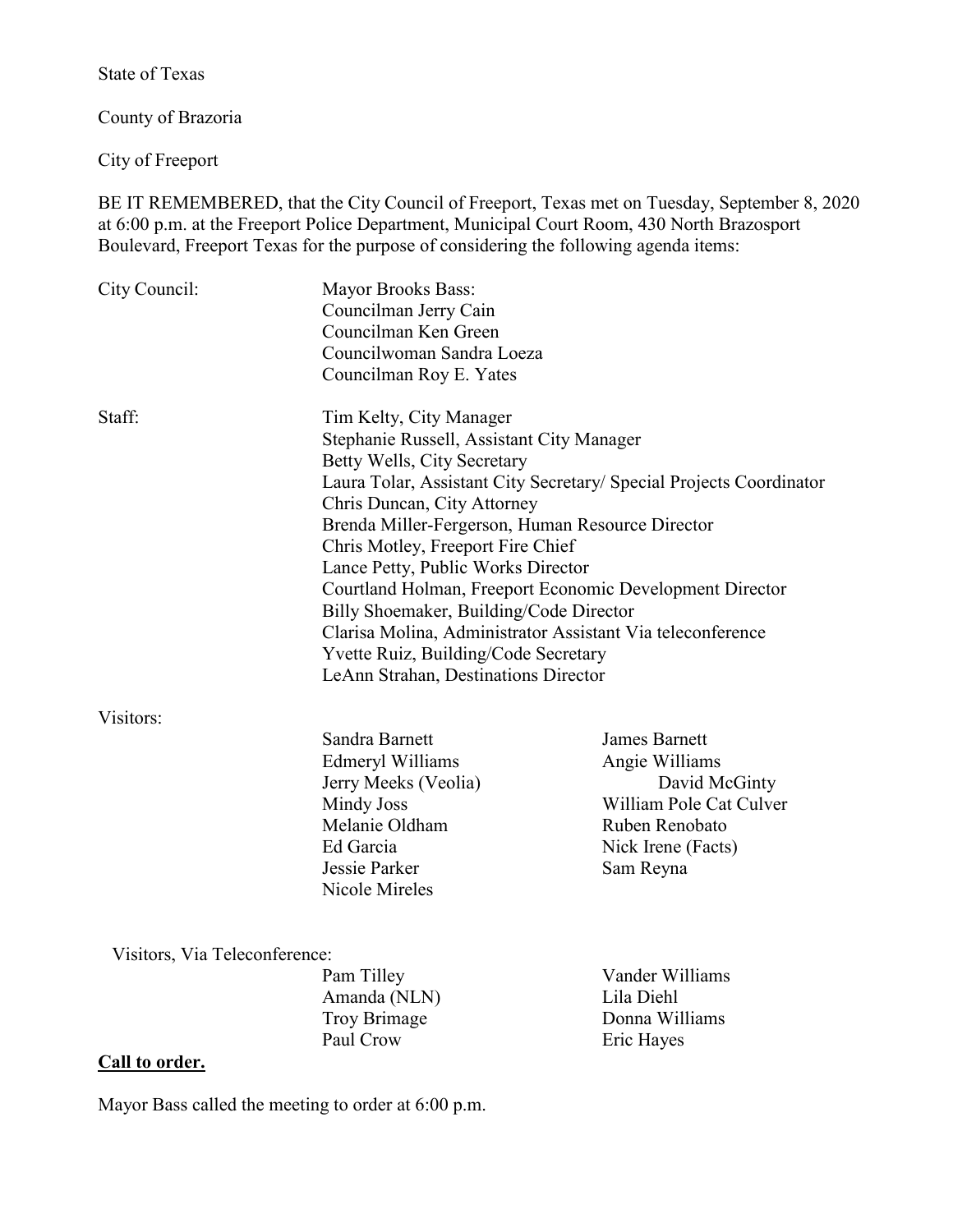State of Texas

County of Brazoria

City of Freeport

BE IT REMEMBERED, that the City Council of Freeport, Texas met on Tuesday, September 8, 2020 at 6:00 p.m. at the Freeport Police Department, Municipal Court Room, 430 North Brazosport Boulevard, Freeport Texas for the purpose of considering the following agenda items:

City Council:

Mayor Brooks Bass:
Councilman Jerry Cain
Councilman Ken Green
Councilwoman Sandra Loeza
Councilman Roy E. Yates

Staff:

Tim Kelty, City Manager
Stephanie Russell, Assistant City Manager
Betty Wells, City Secretary
Laura Tolar, Assistant City Secretary/ Special Projects Coordinator
Chris Duncan, City Attorney
Brenda Miller-Fergerson, Human Resource Director
Chris Motley, Freeport Fire Chief
Lance Petty, Public Works Director
Courtland Holman, Freeport Economic Development Director
Billy Shoemaker, Building/Code Director
Clarisa Molina, Administrator Assistant Via teleconference
Yvette Ruiz, Building/Code Secretary
LeAnn Strahan, Destinations Director

Visitors:

Sandra Barnett
James Barnett
Edmeryl Williams
Angie Williams
Jerry Meeks (Veolia)
David McGinty
Mindy Joss
William Pole Cat Culver
Melanie Oldham
Ruben Renobato
Ed Garcia
Nick Irene (Facts)
Jessie Parker
Sam Reyna
Nicole Mireles

Visitors, Via Teleconference:

Pam Tilley
Vander Williams
Amanda (NLN)
Lila Diehl
Troy Brimage
Donna Williams
Paul Crow
Eric Hayes

**Call to order.**

Mayor Bass called the meeting to order at 6:00 p.m.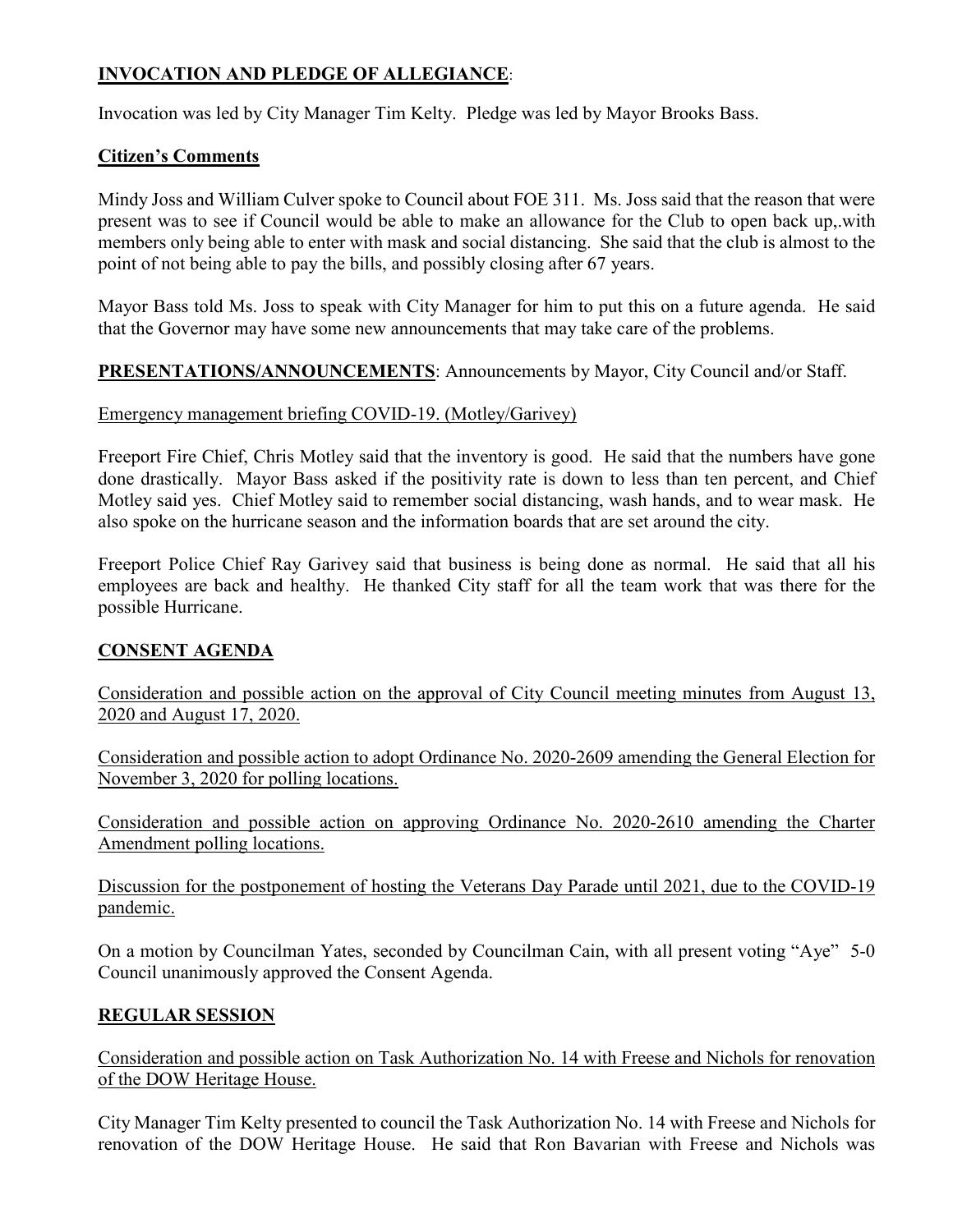## INVOCATION AND PLEDGE OF ALLEGIANCE:

Invocation was led by City Manager Tim Kelty. Pledge was led by Mayor Brooks Bass.

## Citizen's Comments

Mindy Joss and William Culver spoke to Council about FOE 311. Ms. Joss said that the reason that were present was to see if Council would be able to make an allowance for the Club to open back up,.with members only being able to enter with mask and social distancing. She said that the club is almost to the point of not being able to pay the bills, and possibly closing after 67 years.

Mayor Bass told Ms. Joss to speak with City Manager for him to put this on a future agenda. He said that the Governor may have some new announcements that may take care of the problems.

**PRESENTATIONS/ANNOUNCEMENTS**: Announcements by Mayor, City Council and/or Staff.

Emergency management briefing COVID-19. (Motley/Garivey)

Freeport Fire Chief, Chris Motley said that the inventory is good. He said that the numbers have gone done drastically. Mayor Bass asked if the positivity rate is down to less than ten percent, and Chief Motley said yes. Chief Motley said to remember social distancing, wash hands, and to wear mask. He also spoke on the hurricane season and the information boards that are set around the city.

Freeport Police Chief Ray Garivey said that business is being done as normal. He said that all his employees are back and healthy. He thanked City staff for all the team work that was there for the possible Hurricane.

## CONSENT AGENDA

Consideration and possible action on the approval of City Council meeting minutes from August 13, 2020 and August 17, 2020.

Consideration and possible action to adopt Ordinance No. 2020-2609 amending the General Election for November 3, 2020 for polling locations.

Consideration and possible action on approving Ordinance No. 2020-2610 amending the Charter Amendment polling locations.

Discussion for the postponement of hosting the Veterans Day Parade until 2021, due to the COVID-19 pandemic.

On a motion by Councilman Yates, seconded by Councilman Cain, with all present voting "Aye" 5-0 Council unanimously approved the Consent Agenda.

## REGULAR SESSION

Consideration and possible action on Task Authorization No. 14 with Freese and Nichols for renovation of the DOW Heritage House.

City Manager Tim Kelty presented to council the Task Authorization No. 14 with Freese and Nichols for renovation of the DOW Heritage House. He said that Ron Bavarian with Freese and Nichols was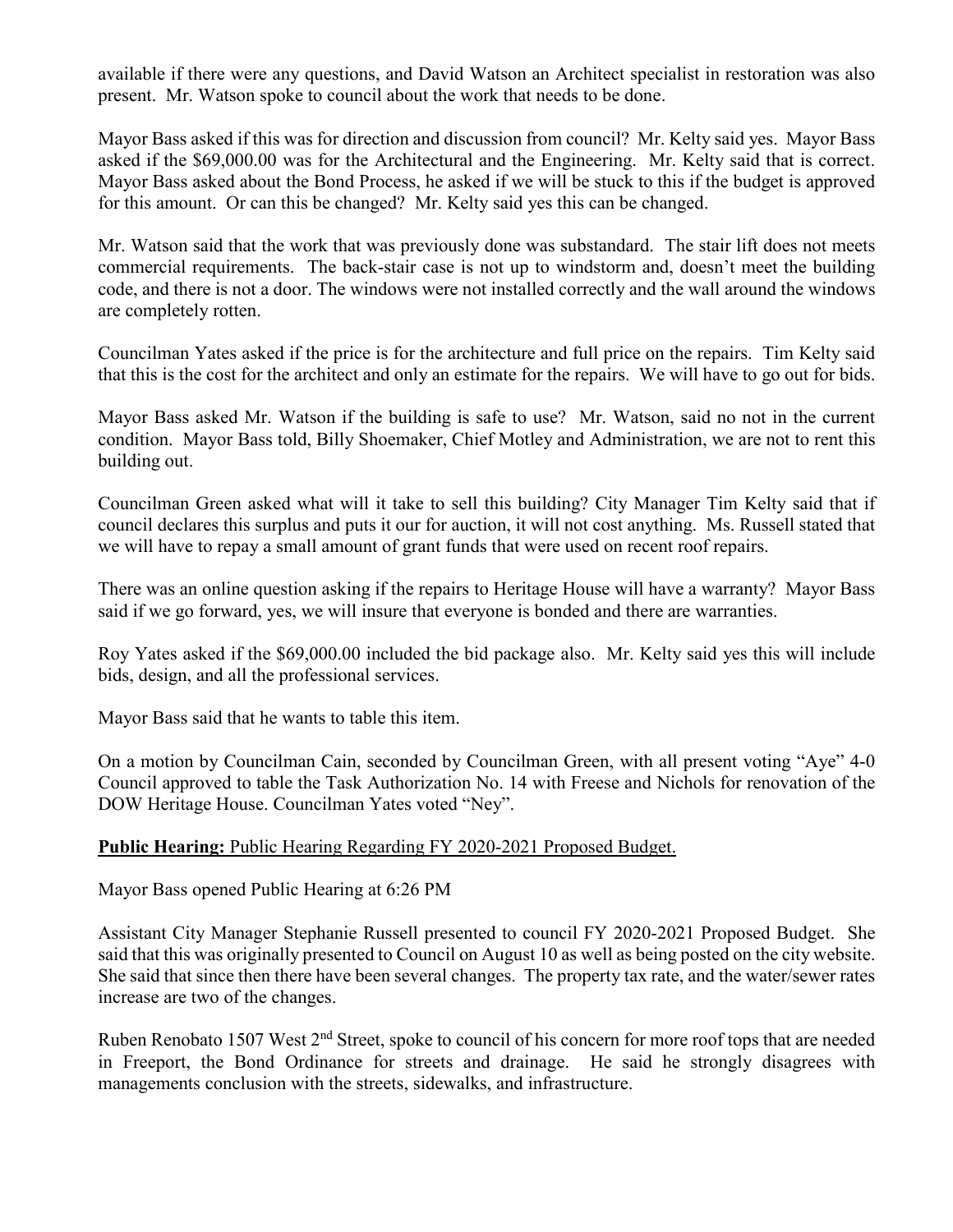available if there were any questions, and David Watson an Architect specialist in restoration was also present. Mr. Watson spoke to council about the work that needs to be done.

Mayor Bass asked if this was for direction and discussion from council? Mr. Kelty said yes. Mayor Bass asked if the $69,000.00 was for the Architectural and the Engineering. Mr. Kelty said that is correct. Mayor Bass asked about the Bond Process, he asked if we will be stuck to this if the budget is approved for this amount. Or can this be changed? Mr. Kelty said yes this can be changed.

Mr. Watson said that the work that was previously done was substandard. The stair lift does not meets commercial requirements. The back-stair case is not up to windstorm and, doesn't meet the building code, and there is not a door. The windows were not installed correctly and the wall around the windows are completely rotten.

Councilman Yates asked if the price is for the architecture and full price on the repairs. Tim Kelty said that this is the cost for the architect and only an estimate for the repairs. We will have to go out for bids.

Mayor Bass asked Mr. Watson if the building is safe to use? Mr. Watson, said no not in the current condition. Mayor Bass told, Billy Shoemaker, Chief Motley and Administration, we are not to rent this building out.

Councilman Green asked what will it take to sell this building? City Manager Tim Kelty said that if council declares this surplus and puts it our for auction, it will not cost anything. Ms. Russell stated that we will have to repay a small amount of grant funds that were used on recent roof repairs.

There was an online question asking if the repairs to Heritage House will have a warranty? Mayor Bass said if we go forward, yes, we will insure that everyone is bonded and there are warranties.

Roy Yates asked if the $69,000.00 included the bid package also. Mr. Kelty said yes this will include bids, design, and all the professional services.

Mayor Bass said that he wants to table this item.

On a motion by Councilman Cain, seconded by Councilman Green, with all present voting "Aye" 4-0 Council approved to table the Task Authorization No. 14 with Freese and Nichols for renovation of the DOW Heritage House. Councilman Yates voted "Ney".

**Public Hearing:** Public Hearing Regarding FY 2020-2021 Proposed Budget.

Mayor Bass opened Public Hearing at 6:26 PM

Assistant City Manager Stephanie Russell presented to council FY 2020-2021 Proposed Budget. She said that this was originally presented to Council on August 10 as well as being posted on the city website. She said that since then there have been several changes. The property tax rate, and the water/sewer rates increase are two of the changes.

Ruben Renobato 1507 West 2nd Street, spoke to council of his concern for more roof tops that are needed in Freeport, the Bond Ordinance for streets and drainage. He said he strongly disagrees with managements conclusion with the streets, sidewalks, and infrastructure.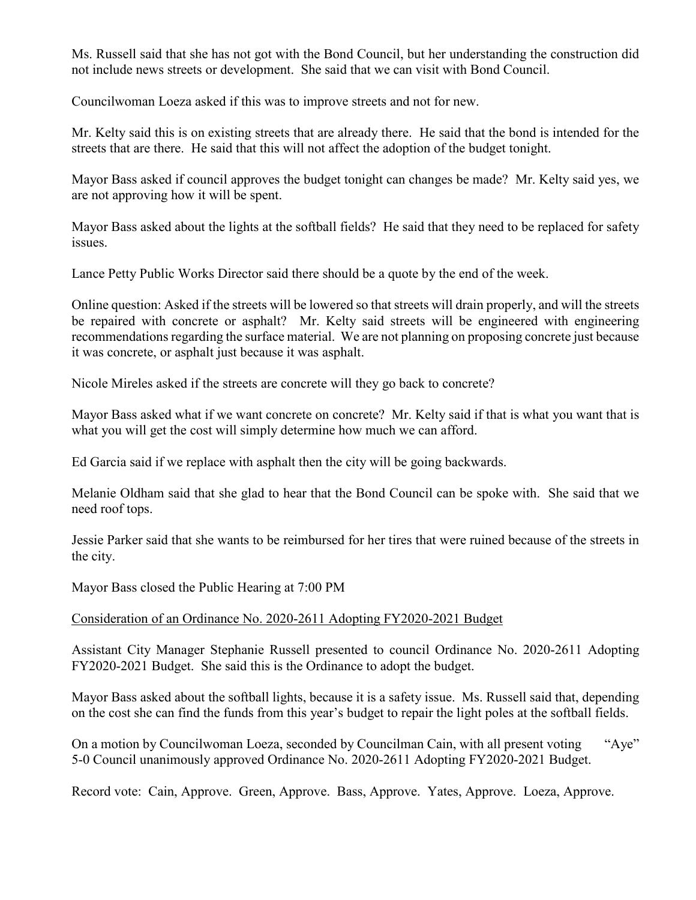Ms. Russell said that she has not got with the Bond Council, but her understanding the construction did not include news streets or development. She said that we can visit with Bond Council.

Councilwoman Loeza asked if this was to improve streets and not for new.

Mr. Kelty said this is on existing streets that are already there. He said that the bond is intended for the streets that are there. He said that this will not affect the adoption of the budget tonight.

Mayor Bass asked if council approves the budget tonight can changes be made? Mr. Kelty said yes, we are not approving how it will be spent.

Mayor Bass asked about the lights at the softball fields? He said that they need to be replaced for safety issues.

Lance Petty Public Works Director said there should be a quote by the end of the week.

Online question: Asked if the streets will be lowered so that streets will drain properly, and will the streets be repaired with concrete or asphalt? Mr. Kelty said streets will be engineered with engineering recommendations regarding the surface material. We are not planning on proposing concrete just because it was concrete, or asphalt just because it was asphalt.

Nicole Mireles asked if the streets are concrete will they go back to concrete?

Mayor Bass asked what if we want concrete on concrete? Mr. Kelty said if that is what you want that is what you will get the cost will simply determine how much we can afford.

Ed Garcia said if we replace with asphalt then the city will be going backwards.

Melanie Oldham said that she glad to hear that the Bond Council can be spoke with. She said that we need roof tops.

Jessie Parker said that she wants to be reimbursed for her tires that were ruined because of the streets in the city.

Mayor Bass closed the Public Hearing at 7:00 PM

Consideration of an Ordinance No. 2020-2611 Adopting FY2020-2021 Budget

Assistant City Manager Stephanie Russell presented to council Ordinance No. 2020-2611 Adopting FY2020-2021 Budget. She said this is the Ordinance to adopt the budget.

Mayor Bass asked about the softball lights, because it is a safety issue. Ms. Russell said that, depending on the cost she can find the funds from this year's budget to repair the light poles at the softball fields.

On a motion by Councilwoman Loeza, seconded by Councilman Cain, with all present voting "Aye" 5-0 Council unanimously approved Ordinance No. 2020-2611 Adopting FY2020-2021 Budget.

Record vote: Cain, Approve. Green, Approve. Bass, Approve. Yates, Approve. Loeza, Approve.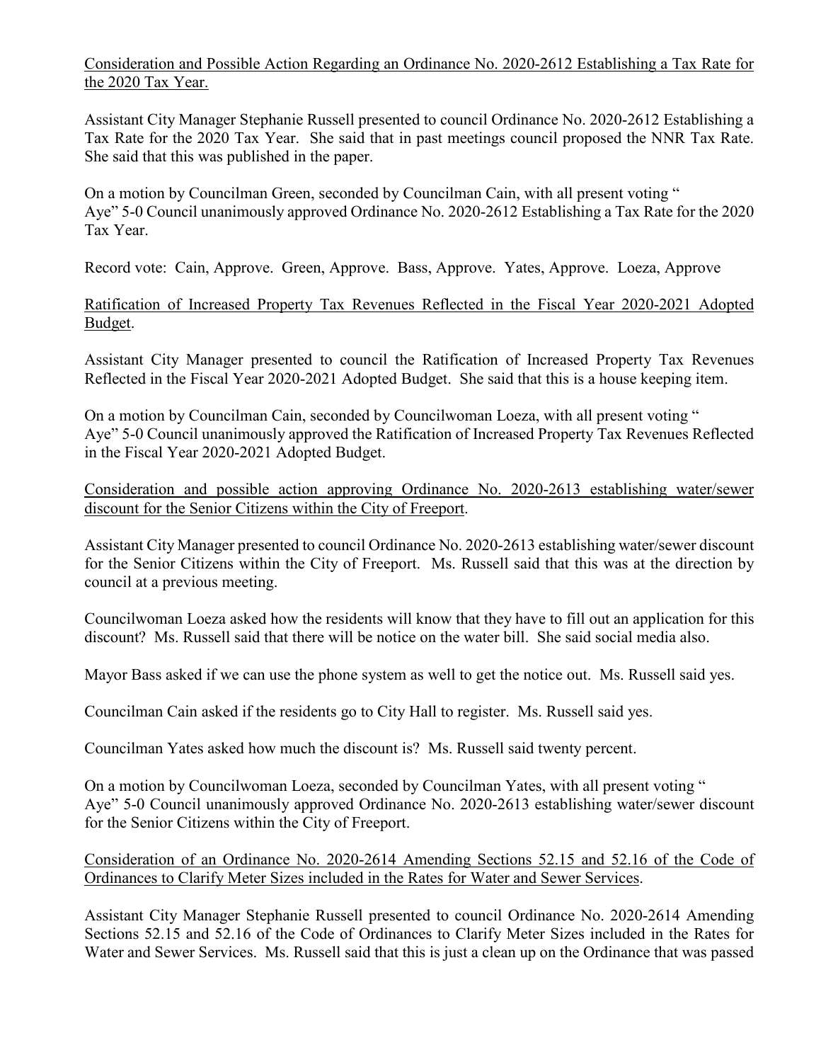Consideration and Possible Action Regarding an Ordinance No. 2020-2612 Establishing a Tax Rate for the 2020 Tax Year.

Assistant City Manager Stephanie Russell presented to council Ordinance No. 2020-2612 Establishing a Tax Rate for the 2020 Tax Year. She said that in past meetings council proposed the NNR Tax Rate. She said that this was published in the paper.

On a motion by Councilman Green, seconded by Councilman Cain, with all present voting " Aye" 5-0 Council unanimously approved Ordinance No. 2020-2612 Establishing a Tax Rate for the 2020 Tax Year.

Record vote: Cain, Approve. Green, Approve. Bass, Approve. Yates, Approve. Loeza, Approve

Ratification of Increased Property Tax Revenues Reflected in the Fiscal Year 2020-2021 Adopted Budget.

Assistant City Manager presented to council the Ratification of Increased Property Tax Revenues Reflected in the Fiscal Year 2020-2021 Adopted Budget. She said that this is a house keeping item.

On a motion by Councilman Cain, seconded by Councilwoman Loeza, with all present voting " Aye" 5-0 Council unanimously approved the Ratification of Increased Property Tax Revenues Reflected in the Fiscal Year 2020-2021 Adopted Budget.

Consideration and possible action approving Ordinance No. 2020-2613 establishing water/sewer discount for the Senior Citizens within the City of Freeport.

Assistant City Manager presented to council Ordinance No. 2020-2613 establishing water/sewer discount for the Senior Citizens within the City of Freeport. Ms. Russell said that this was at the direction by council at a previous meeting.

Councilwoman Loeza asked how the residents will know that they have to fill out an application for this discount? Ms. Russell said that there will be notice on the water bill. She said social media also.

Mayor Bass asked if we can use the phone system as well to get the notice out. Ms. Russell said yes.

Councilman Cain asked if the residents go to City Hall to register. Ms. Russell said yes.

Councilman Yates asked how much the discount is? Ms. Russell said twenty percent.

On a motion by Councilwoman Loeza, seconded by Councilman Yates, with all present voting " Aye" 5-0 Council unanimously approved Ordinance No. 2020-2613 establishing water/sewer discount for the Senior Citizens within the City of Freeport.

Consideration of an Ordinance No. 2020-2614 Amending Sections 52.15 and 52.16 of the Code of Ordinances to Clarify Meter Sizes included in the Rates for Water and Sewer Services.

Assistant City Manager Stephanie Russell presented to council Ordinance No. 2020-2614 Amending Sections 52.15 and 52.16 of the Code of Ordinances to Clarify Meter Sizes included in the Rates for Water and Sewer Services. Ms. Russell said that this is just a clean up on the Ordinance that was passed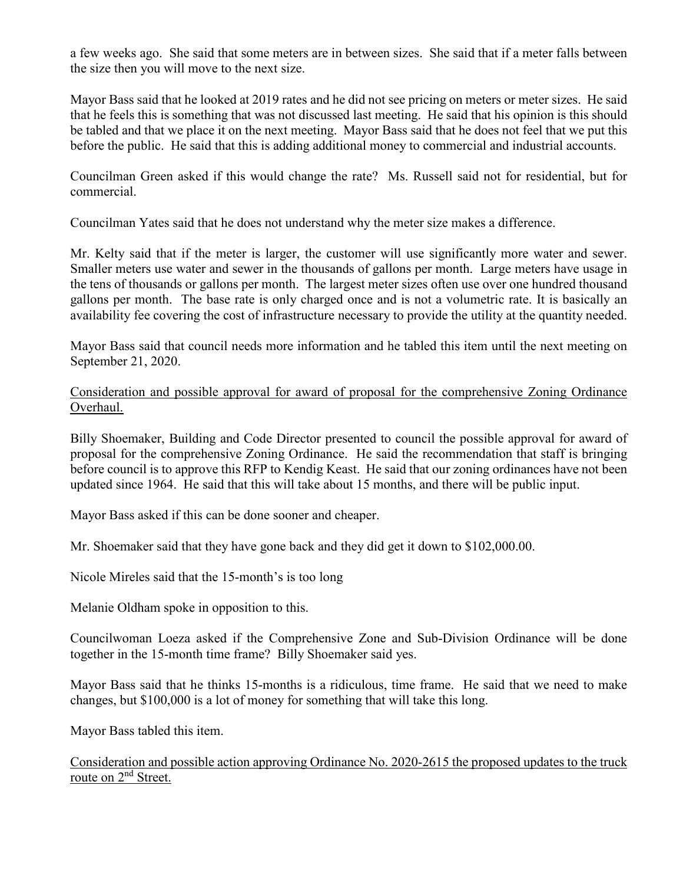a few weeks ago. She said that some meters are in between sizes. She said that if a meter falls between the size then you will move to the next size.

Mayor Bass said that he looked at 2019 rates and he did not see pricing on meters or meter sizes. He said that he feels this is something that was not discussed last meeting. He said that his opinion is this should be tabled and that we place it on the next meeting. Mayor Bass said that he does not feel that we put this before the public. He said that this is adding additional money to commercial and industrial accounts.

Councilman Green asked if this would change the rate? Ms. Russell said not for residential, but for commercial.

Councilman Yates said that he does not understand why the meter size makes a difference.

Mr. Kelty said that if the meter is larger, the customer will use significantly more water and sewer. Smaller meters use water and sewer in the thousands of gallons per month. Large meters have usage in the tens of thousands or gallons per month. The largest meter sizes often use over one hundred thousand gallons per month. The base rate is only charged once and is not a volumetric rate. It is basically an availability fee covering the cost of infrastructure necessary to provide the utility at the quantity needed.

Mayor Bass said that council needs more information and he tabled this item until the next meeting on September 21, 2020.

<u>Consideration and possible approval for award of proposal for the comprehensive Zoning Ordinance Overhaul.</u>

Billy Shoemaker, Building and Code Director presented to council the possible approval for award of proposal for the comprehensive Zoning Ordinance. He said the recommendation that staff is bringing before council is to approve this RFP to Kendig Keast. He said that our zoning ordinances have not been updated since 1964. He said that this will take about 15 months, and there will be public input.

Mayor Bass asked if this can be done sooner and cheaper.

Mr. Shoemaker said that they have gone back and they did get it down to $102,000.00.

Nicole Mireles said that the 15-month's is too long

Melanie Oldham spoke in opposition to this.

Councilwoman Loeza asked if the Comprehensive Zone and Sub-Division Ordinance will be done together in the 15-month time frame? Billy Shoemaker said yes.

Mayor Bass said that he thinks 15-months is a ridiculous, time frame. He said that we need to make changes, but $100,000 is a lot of money for something that will take this long.

Mayor Bass tabled this item.

<u>Consideration and possible action approving Ordinance No. 2020-2615 the proposed updates to the truck route on 2nd Street.</u>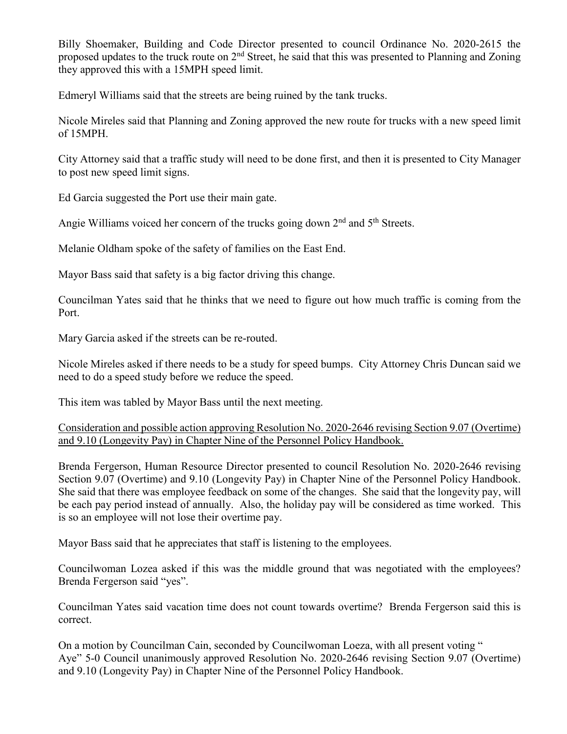Billy Shoemaker, Building and Code Director presented to council Ordinance No. 2020-2615 the proposed updates to the truck route on 2nd Street, he said that this was presented to Planning and Zoning they approved this with a 15MPH speed limit.

Edmeryl Williams said that the streets are being ruined by the tank trucks.

Nicole Mireles said that Planning and Zoning approved the new route for trucks with a new speed limit of 15MPH.

City Attorney said that a traffic study will need to be done first, and then it is presented to City Manager to post new speed limit signs.

Ed Garcia suggested the Port use their main gate.

Angie Williams voiced her concern of the trucks going down 2nd and 5th Streets.

Melanie Oldham spoke of the safety of families on the East End.

Mayor Bass said that safety is a big factor driving this change.

Councilman Yates said that he thinks that we need to figure out how much traffic is coming from the Port.

Mary Garcia asked if the streets can be re-routed.

Nicole Mireles asked if there needs to be a study for speed bumps. City Attorney Chris Duncan said we need to do a speed study before we reduce the speed.

This item was tabled by Mayor Bass until the next meeting.

Consideration and possible action approving Resolution No. 2020-2646 revising Section 9.07 (Overtime) and 9.10 (Longevity Pay) in Chapter Nine of the Personnel Policy Handbook.

Brenda Fergerson, Human Resource Director presented to council Resolution No. 2020-2646 revising Section 9.07 (Overtime) and 9.10 (Longevity Pay) in Chapter Nine of the Personnel Policy Handbook. She said that there was employee feedback on some of the changes. She said that the longevity pay, will be each pay period instead of annually. Also, the holiday pay will be considered as time worked. This is so an employee will not lose their overtime pay.

Mayor Bass said that he appreciates that staff is listening to the employees.

Councilwoman Lozea asked if this was the middle ground that was negotiated with the employees? Brenda Fergerson said "yes".

Councilman Yates said vacation time does not count towards overtime? Brenda Fergerson said this is correct.

On a motion by Councilman Cain, seconded by Councilwoman Loeza, with all present voting "Aye" 5-0 Council unanimously approved Resolution No. 2020-2646 revising Section 9.07 (Overtime) and 9.10 (Longevity Pay) in Chapter Nine of the Personnel Policy Handbook.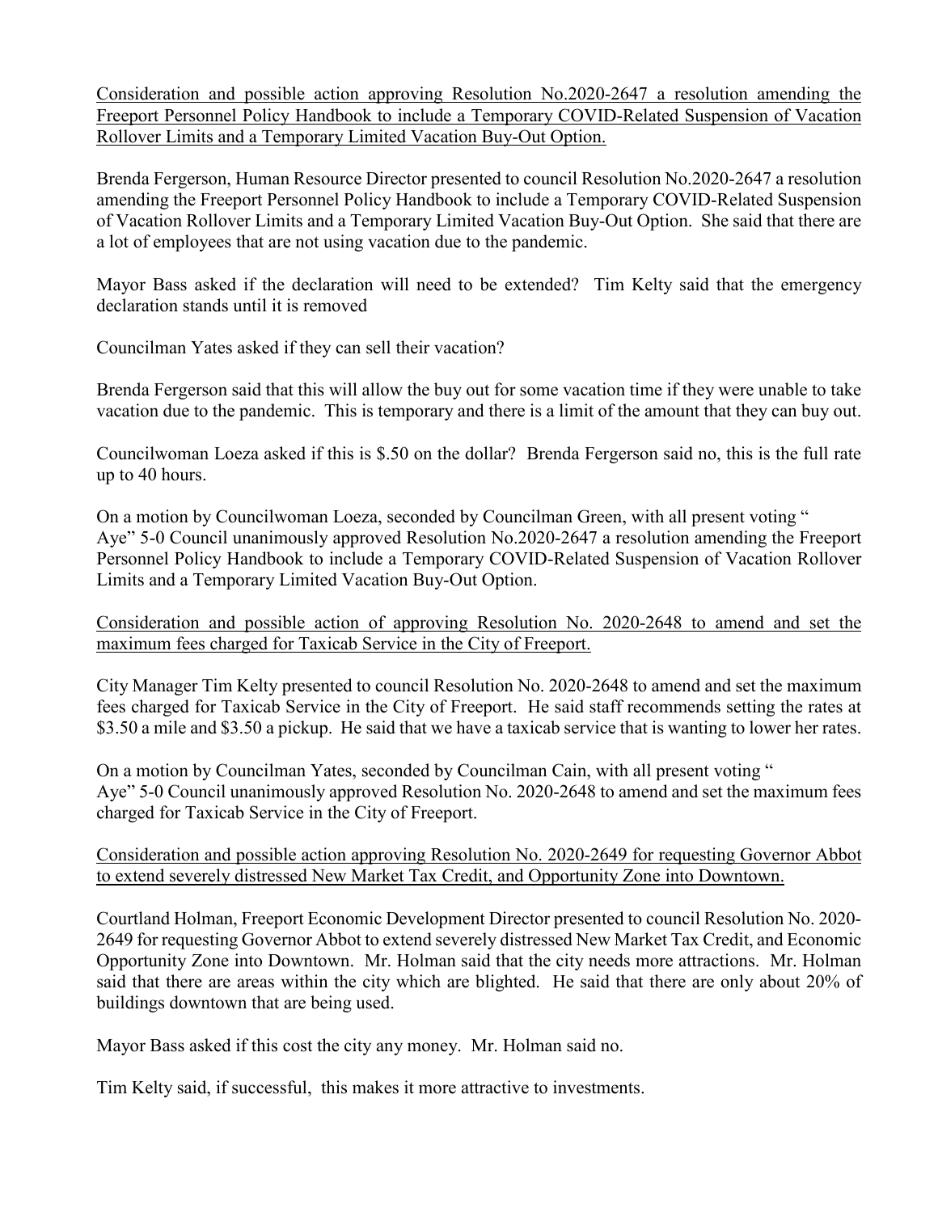<u>Consideration and possible action approving Resolution No.2020-2647 a resolution amending the Freeport Personnel Policy Handbook to include a Temporary COVID-Related Suspension of Vacation Rollover Limits and a Temporary Limited Vacation Buy-Out Option.</u>

Brenda Fergerson, Human Resource Director presented to council Resolution No.2020-2647 a resolution amending the Freeport Personnel Policy Handbook to include a Temporary COVID-Related Suspension of Vacation Rollover Limits and a Temporary Limited Vacation Buy-Out Option. She said that there are a lot of employees that are not using vacation due to the pandemic.

Mayor Bass asked if the declaration will need to be extended? Tim Kelty said that the emergency declaration stands until it is removed

Councilman Yates asked if they can sell their vacation?

Brenda Fergerson said that this will allow the buy out for some vacation time if they were unable to take vacation due to the pandemic. This is temporary and there is a limit of the amount that they can buy out.

Councilwoman Loeza asked if this is $.50 on the dollar? Brenda Fergerson said no, this is the full rate up to 40 hours.

On a motion by Councilwoman Loeza, seconded by Councilman Green, with all present voting " Aye" 5-0 Council unanimously approved Resolution No.2020-2647 a resolution amending the Freeport Personnel Policy Handbook to include a Temporary COVID-Related Suspension of Vacation Rollover Limits and a Temporary Limited Vacation Buy-Out Option.

<u>Consideration and possible action of approving Resolution No. 2020-2648 to amend and set the maximum fees charged for Taxicab Service in the City of Freeport.</u>

City Manager Tim Kelty presented to council Resolution No. 2020-2648 to amend and set the maximum fees charged for Taxicab Service in the City of Freeport. He said staff recommends setting the rates at $3.50 a mile and $3.50 a pickup. He said that we have a taxicab service that is wanting to lower her rates.

On a motion by Councilman Yates, seconded by Councilman Cain, with all present voting " Aye" 5-0 Council unanimously approved Resolution No. 2020-2648 to amend and set the maximum fees charged for Taxicab Service in the City of Freeport.

<u>Consideration and possible action approving Resolution No. 2020-2649 for requesting Governor Abbot to extend severely distressed New Market Tax Credit, and Opportunity Zone into Downtown.</u>

Courtland Holman, Freeport Economic Development Director presented to council Resolution No. 2020-2649 for requesting Governor Abbot to extend severely distressed New Market Tax Credit, and Economic Opportunity Zone into Downtown. Mr. Holman said that the city needs more attractions. Mr. Holman said that there are areas within the city which are blighted. He said that there are only about 20% of buildings downtown that are being used.

Mayor Bass asked if this cost the city any money. Mr. Holman said no.

Tim Kelty said, if successful, this makes it more attractive to investments.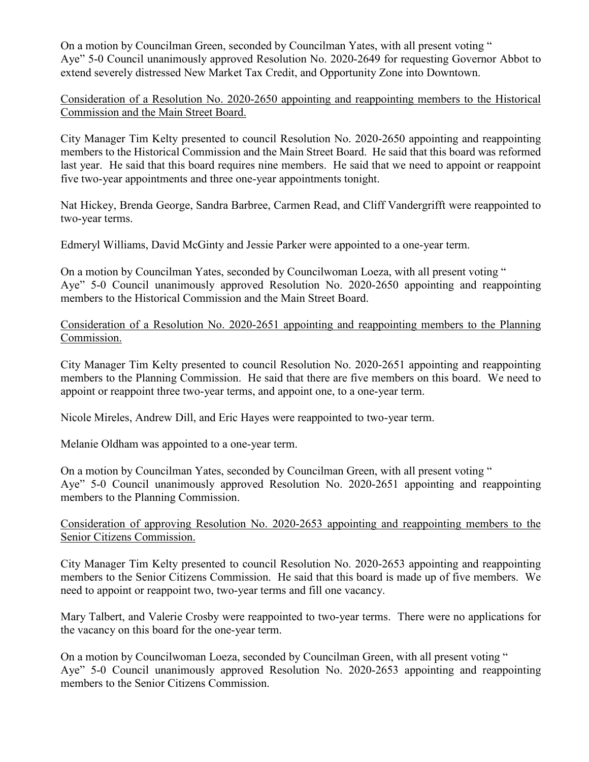On a motion by Councilman Green, seconded by Councilman Yates, with all present voting " Aye" 5-0 Council unanimously approved Resolution No. 2020-2649 for requesting Governor Abbot to extend severely distressed New Market Tax Credit, and Opportunity Zone into Downtown.

Consideration of a Resolution No. 2020-2650 appointing and reappointing members to the Historical Commission and the Main Street Board.

City Manager Tim Kelty presented to council Resolution No. 2020-2650 appointing and reappointing members to the Historical Commission and the Main Street Board. He said that this board was reformed last year. He said that this board requires nine members. He said that we need to appoint or reappoint five two-year appointments and three one-year appointments tonight.

Nat Hickey, Brenda George, Sandra Barbree, Carmen Read, and Cliff Vandergrifft were reappointed to two-year terms.

Edmeryl Williams, David McGinty and Jessie Parker were appointed to a one-year term.

On a motion by Councilman Yates, seconded by Councilwoman Loeza, with all present voting " Aye" 5-0 Council unanimously approved Resolution No. 2020-2650 appointing and reappointing members to the Historical Commission and the Main Street Board.

Consideration of a Resolution No. 2020-2651 appointing and reappointing members to the Planning Commission.

City Manager Tim Kelty presented to council Resolution No. 2020-2651 appointing and reappointing members to the Planning Commission. He said that there are five members on this board. We need to appoint or reappoint three two-year terms, and appoint one, to a one-year term.

Nicole Mireles, Andrew Dill, and Eric Hayes were reappointed to two-year term.

Melanie Oldham was appointed to a one-year term.

On a motion by Councilman Yates, seconded by Councilman Green, with all present voting " Aye" 5-0 Council unanimously approved Resolution No. 2020-2651 appointing and reappointing members to the Planning Commission.

Consideration of approving Resolution No. 2020-2653 appointing and reappointing members to the Senior Citizens Commission.

City Manager Tim Kelty presented to council Resolution No. 2020-2653 appointing and reappointing members to the Senior Citizens Commission. He said that this board is made up of five members. We need to appoint or reappoint two, two-year terms and fill one vacancy.

Mary Talbert, and Valerie Crosby were reappointed to two-year terms. There were no applications for the vacancy on this board for the one-year term.

On a motion by Councilwoman Loeza, seconded by Councilman Green, with all present voting " Aye" 5-0 Council unanimously approved Resolution No. 2020-2653 appointing and reappointing members to the Senior Citizens Commission.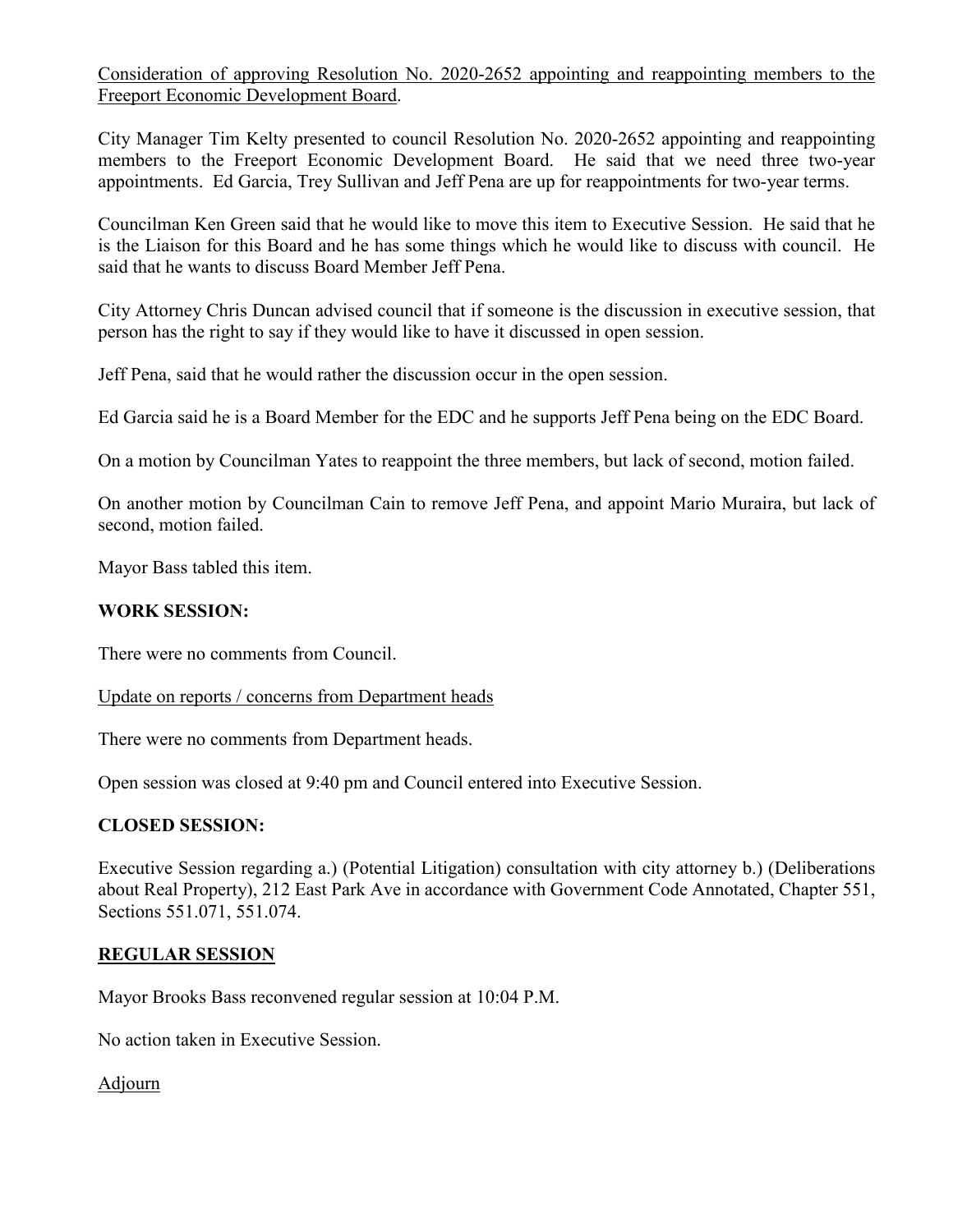Consideration of approving Resolution No. 2020-2652 appointing and reappointing members to the Freeport Economic Development Board.

City Manager Tim Kelty presented to council Resolution No. 2020-2652 appointing and reappointing members to the Freeport Economic Development Board. He said that we need three two-year appointments. Ed Garcia, Trey Sullivan and Jeff Pena are up for reappointments for two-year terms.

Councilman Ken Green said that he would like to move this item to Executive Session. He said that he is the Liaison for this Board and he has some things which he would like to discuss with council. He said that he wants to discuss Board Member Jeff Pena.

City Attorney Chris Duncan advised council that if someone is the discussion in executive session, that person has the right to say if they would like to have it discussed in open session.

Jeff Pena, said that he would rather the discussion occur in the open session.

Ed Garcia said he is a Board Member for the EDC and he supports Jeff Pena being on the EDC Board.

On a motion by Councilman Yates to reappoint the three members, but lack of second, motion failed.

On another motion by Councilman Cain to remove Jeff Pena, and appoint Mario Muraira, but lack of second, motion failed.

Mayor Bass tabled this item.

**WORK SESSION:**

There were no comments from Council.

Update on reports / concerns from Department heads

There were no comments from Department heads.

Open session was closed at 9:40 pm and Council entered into Executive Session.

**CLOSED SESSION:**

Executive Session regarding a.) (Potential Litigation) consultation with city attorney b.) (Deliberations about Real Property), 212 East Park Ave in accordance with Government Code Annotated, Chapter 551, Sections 551.071, 551.074.

**REGULAR SESSION**

Mayor Brooks Bass reconvened regular session at 10:04 P.M.

No action taken in Executive Session.

Adjourn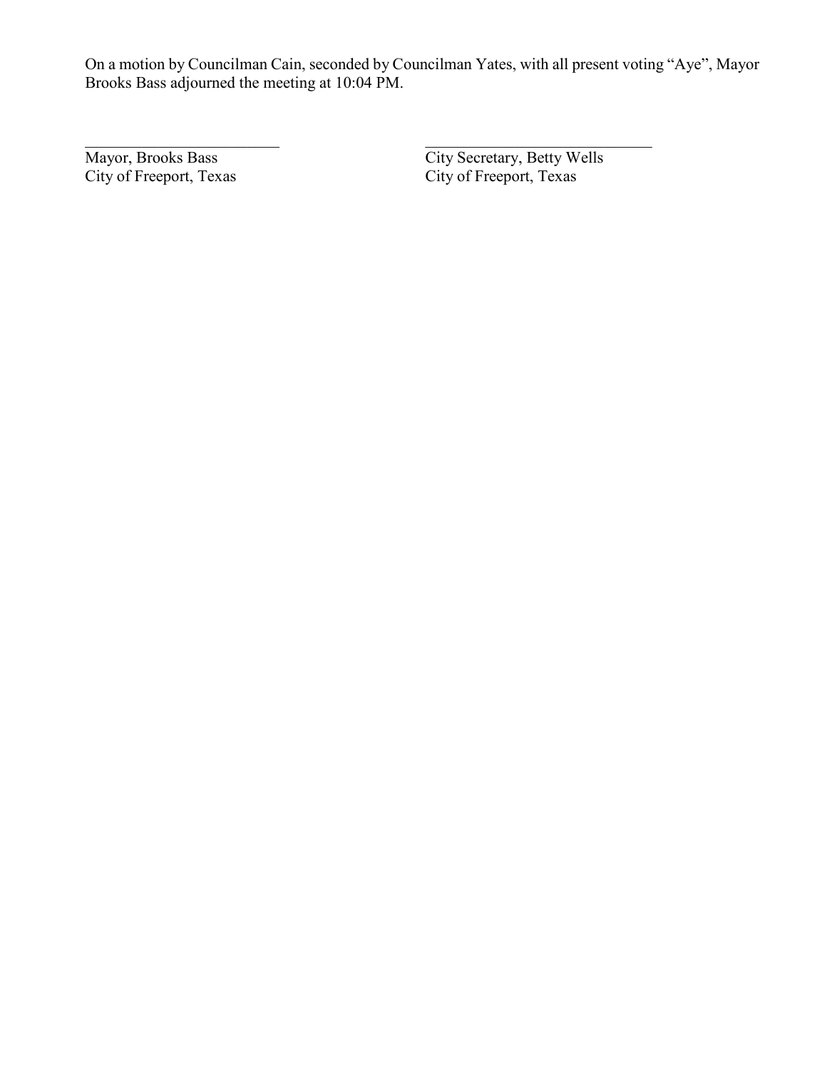On a motion by Councilman Cain, seconded by Councilman Yates, with all present voting "Aye", Mayor Brooks Bass adjourned the meeting at 10:04 PM.

| | |
|---|---|
| ______________________ | ______________________ |
| Mayor, Brooks Bass | City Secretary, Betty Wells |
| City of Freeport, Texas | City of Freeport, Texas |